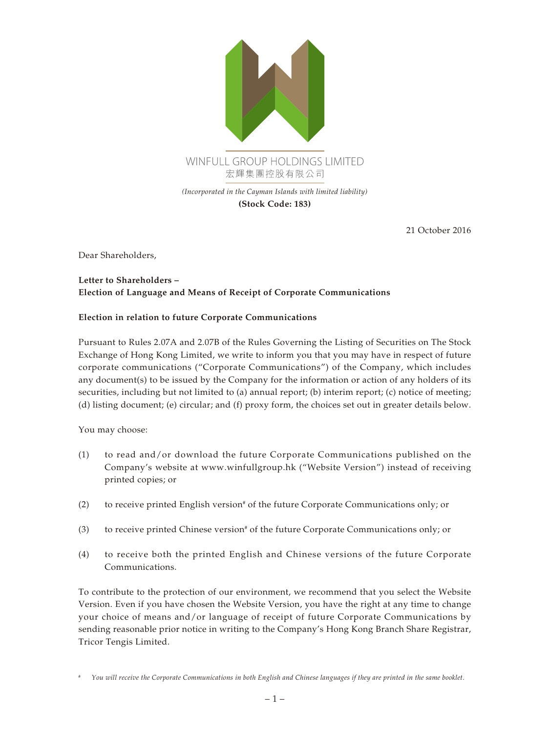WINFULL GROUP HOLDINGS LIMITED
宏輝集團控股有限公司

*(Incorporated in the Cayman Islands with limited liability)*
**(Stock Code: 183)**

21 October 2016

Dear Shareholders,

**Letter to Shareholders –**
**Election of Language and Means of Receipt of Corporate Communications**

**Election in relation to future Corporate Communications**

Pursuant to Rules 2.07A and 2.07B of the Rules Governing the Listing of Securities on The Stock Exchange of Hong Kong Limited, we write to inform you that you may have in respect of future corporate communications ("Corporate Communications") of the Company, which includes any document(s) to be issued by the Company for the information or action of any holders of its securities, including but not limited to (a) annual report; (b) interim report; (c) notice of meeting; (d) listing document; (e) circular; and (f) proxy form, the choices set out in greater details below.

You may choose:

(1) to read and/or download the future Corporate Communications published on the Company's website at www.winfullgroup.hk ("Website Version") instead of receiving printed copies; or

(2) to receive printed English version# of the future Corporate Communications only; or

(3) to receive printed Chinese version# of the future Corporate Communications only; or

(4) to receive both the printed English and Chinese versions of the future Corporate Communications.

To contribute to the protection of our environment, we recommend that you select the Website Version. Even if you have chosen the Website Version, you have the right at any time to change your choice of means and/or language of receipt of future Corporate Communications by sending reasonable prior notice in writing to the Company's Hong Kong Branch Share Registrar, Tricor Tengis Limited.

# *You will receive the Corporate Communications in both English and Chinese languages if they are printed in the same booklet.*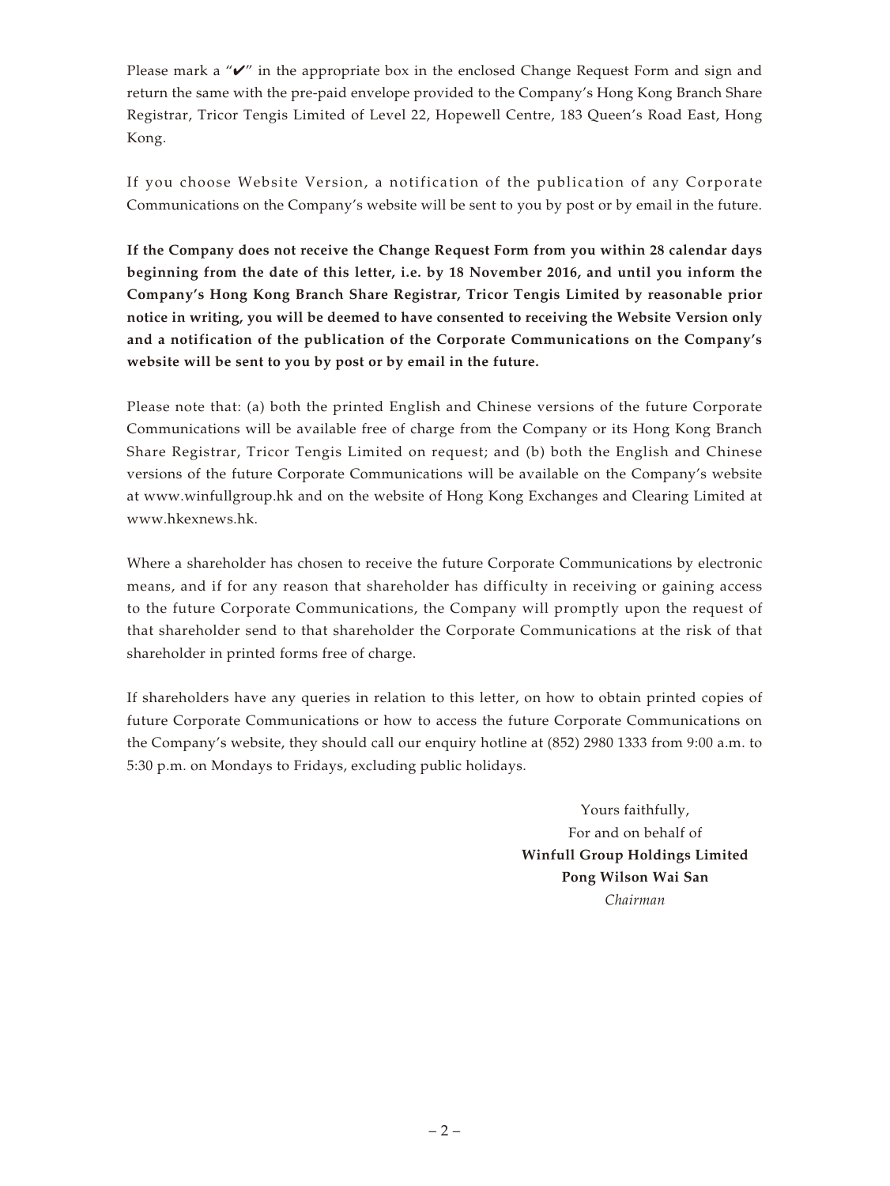Please mark a "✔" in the appropriate box in the enclosed Change Request Form and sign and return the same with the pre-paid envelope provided to the Company's Hong Kong Branch Share Registrar, Tricor Tengis Limited of Level 22, Hopewell Centre, 183 Queen's Road East, Hong Kong.

If you choose Website Version, a notification of the publication of any Corporate Communications on the Company's website will be sent to you by post or by email in the future.

**If the Company does not receive the Change Request Form from you within 28 calendar days beginning from the date of this letter, i.e. by 18 November 2016, and until you inform the Company's Hong Kong Branch Share Registrar, Tricor Tengis Limited by reasonable prior notice in writing, you will be deemed to have consented to receiving the Website Version only and a notification of the publication of the Corporate Communications on the Company's website will be sent to you by post or by email in the future.**

Please note that: (a) both the printed English and Chinese versions of the future Corporate Communications will be available free of charge from the Company or its Hong Kong Branch Share Registrar, Tricor Tengis Limited on request; and (b) both the English and Chinese versions of the future Corporate Communications will be available on the Company's website at www.winfullgroup.hk and on the website of Hong Kong Exchanges and Clearing Limited at www.hkexnews.hk.

Where a shareholder has chosen to receive the future Corporate Communications by electronic means, and if for any reason that shareholder has difficulty in receiving or gaining access to the future Corporate Communications, the Company will promptly upon the request of that shareholder send to that shareholder the Corporate Communications at the risk of that shareholder in printed forms free of charge.

If shareholders have any queries in relation to this letter, on how to obtain printed copies of future Corporate Communications or how to access the future Corporate Communications on the Company's website, they should call our enquiry hotline at (852) 2980 1333 from 9:00 a.m. to 5:30 p.m. on Mondays to Fridays, excluding public holidays.

Yours faithfully,
For and on behalf of
**Winfull Group Holdings Limited**
**Pong Wilson Wai San**
*Chairman*